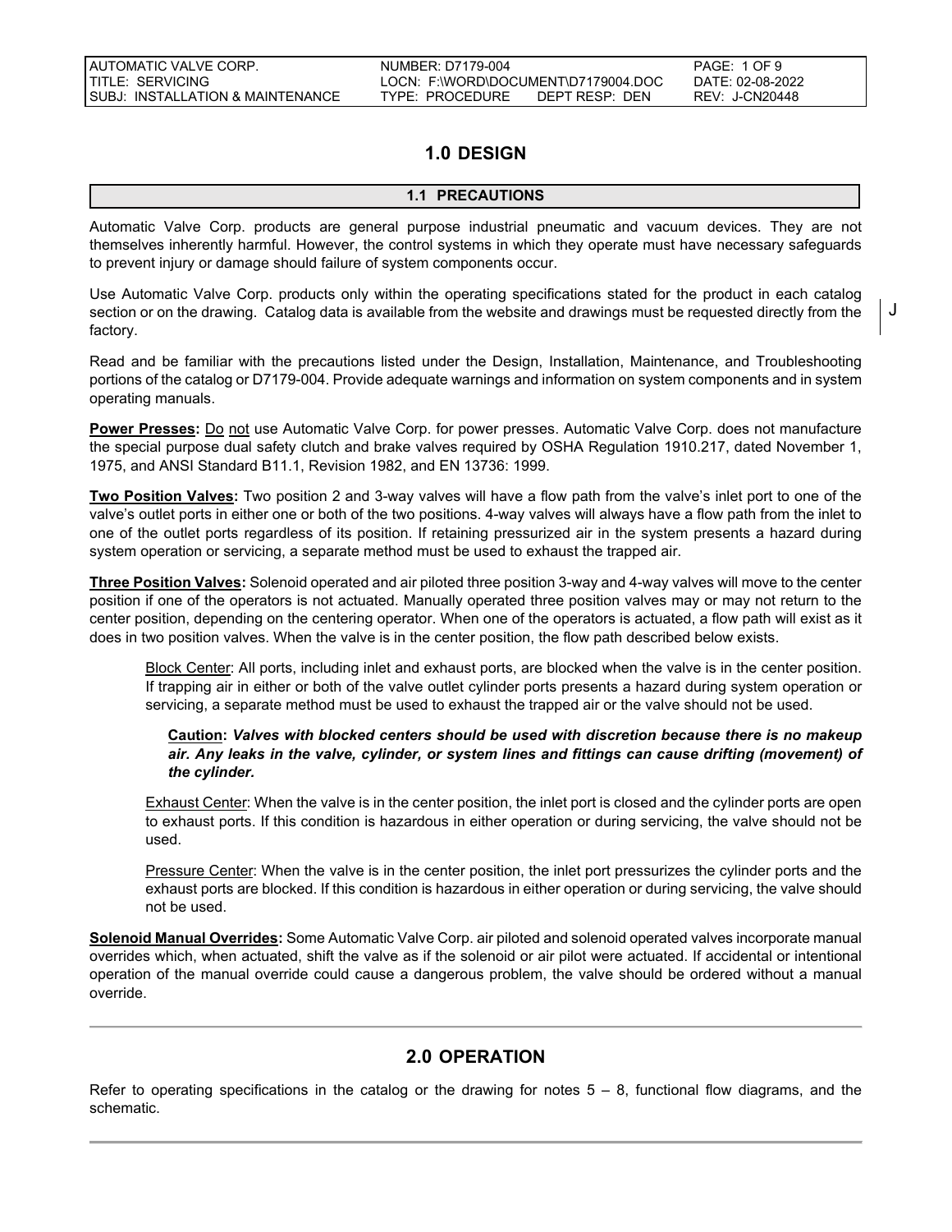# 1.0 DESIGN

## 1.1 PRECAUTIONS

Automatic Valve Corp. products are general purpose industrial pneumatic and vacuum devices. They are not themselves inherently harmful. However, the control systems in which they operate must have necessary safeguards to prevent injury or damage should failure of system components occur.

Use Automatic Valve Corp. products only within the operating specifications stated for the product in each catalog section or on the drawing. Catalog data is available from the website and drawings must be requested directly from the factory.

Read and be familiar with the precautions listed under the Design, Installation, Maintenance, and Troubleshooting portions of the catalog or D7179-004. Provide adequate warnings and information on system components and in system operating manuals.

**Power Presses:** Do not use Automatic Valve Corp. for power presses. Automatic Valve Corp. does not manufacture the special purpose dual safety clutch and brake valves required by OSHA Regulation 1910.217, dated November 1, 1975, and ANSI Standard B11.1, Revision 1982, and EN 13736: 1999.

**Two Position Valves:** Two position 2 and 3-way valves will have a flow path from the valve's inlet port to one of the valve's outlet ports in either one or both of the two positions. 4-way valves will always have a flow path from the inlet to one of the outlet ports regardless of its position. If retaining pressurized air in the system presents a hazard during system operation or servicing, a separate method must be used to exhaust the trapped air.

**Three Position Valves:** Solenoid operated and air piloted three position 3-way and 4-way valves will move to the center position if one of the operators is not actuated. Manually operated three position valves may or may not return to the center position, depending on the centering operator. When one of the operators is actuated, a flow path will exist as it does in two position valves. When the valve is in the center position, the flow path described below exists.

Block Center: All ports, including inlet and exhaust ports, are blocked when the valve is in the center position. If trapping air in either or both of the valve outlet cylinder ports presents a hazard during system operation or servicing, a separate method must be used to exhaust the trapped air or the valve should not be used.

**Caution:** ***Valves with blocked centers should be used with discretion because there is no makeup air. Any leaks in the valve, cylinder, or system lines and fittings can cause drifting (movement) of the cylinder.***

Exhaust Center: When the valve is in the center position, the inlet port is closed and the cylinder ports are open to exhaust ports. If this condition is hazardous in either operation or during servicing, the valve should not be used.

Pressure Center: When the valve is in the center position, the inlet port pressurizes the cylinder ports and the exhaust ports are blocked. If this condition is hazardous in either operation or during servicing, the valve should not be used.

**Solenoid Manual Overrides:** Some Automatic Valve Corp. air piloted and solenoid operated valves incorporate manual overrides which, when actuated, shift the valve as if the solenoid or air pilot were actuated. If accidental or intentional operation of the manual override could cause a dangerous problem, the valve should be ordered without a manual override.

---

# 2.0 OPERATION

Refer to operating specifications in the catalog or the drawing for notes 5 – 8, functional flow diagrams, and the schematic.

---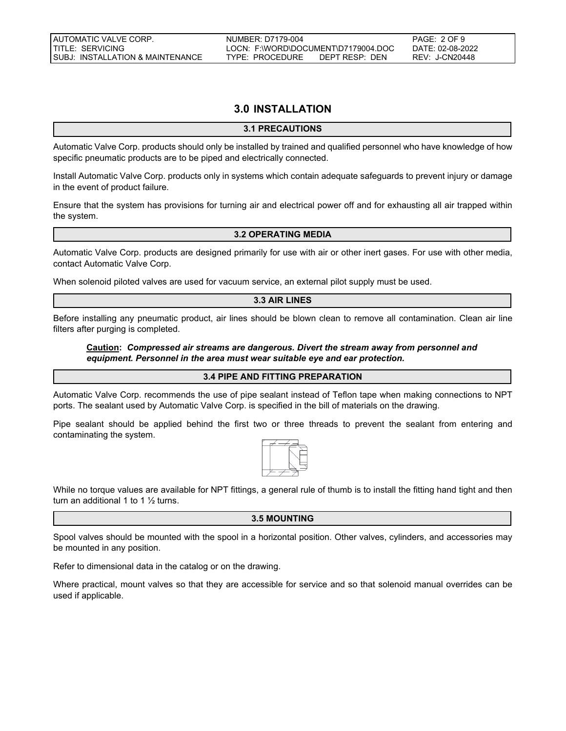# 3.0 INSTALLATION

## 3.1 PRECAUTIONS

Automatic Valve Corp. products should only be installed by trained and qualified personnel who have knowledge of how specific pneumatic products are to be piped and electrically connected.

Install Automatic Valve Corp. products only in systems which contain adequate safeguards to prevent injury or damage in the event of product failure.

Ensure that the system has provisions for turning air and electrical power off and for exhausting all air trapped within the system.

## 3.2 OPERATING MEDIA

Automatic Valve Corp. products are designed primarily for use with air or other inert gases. For use with other media, contact Automatic Valve Corp.

When solenoid piloted valves are used for vacuum service, an external pilot supply must be used.

## 3.3 AIR LINES

Before installing any pneumatic product, air lines should be blown clean to remove all contamination. Clean air line filters after purging is completed.

> **Caution:** ***Compressed air streams are dangerous. Divert the stream away from personnel and equipment. Personnel in the area must wear suitable eye and ear protection.***

## 3.4 PIPE AND FITTING PREPARATION

Automatic Valve Corp. recommends the use of pipe sealant instead of Teflon tape when making connections to NPT ports. The sealant used by Automatic Valve Corp. is specified in the bill of materials on the drawing.

Pipe sealant should be applied behind the first two or three threads to prevent the sealant from entering and contaminating the system.

While no torque values are available for NPT fittings, a general rule of thumb is to install the fitting hand tight and then turn an additional 1 to 1 ½ turns.

## 3.5 MOUNTING

Spool valves should be mounted with the spool in a horizontal position. Other valves, cylinders, and accessories may be mounted in any position.

Refer to dimensional data in the catalog or on the drawing.

Where practical, mount valves so that they are accessible for service and so that solenoid manual overrides can be used if applicable.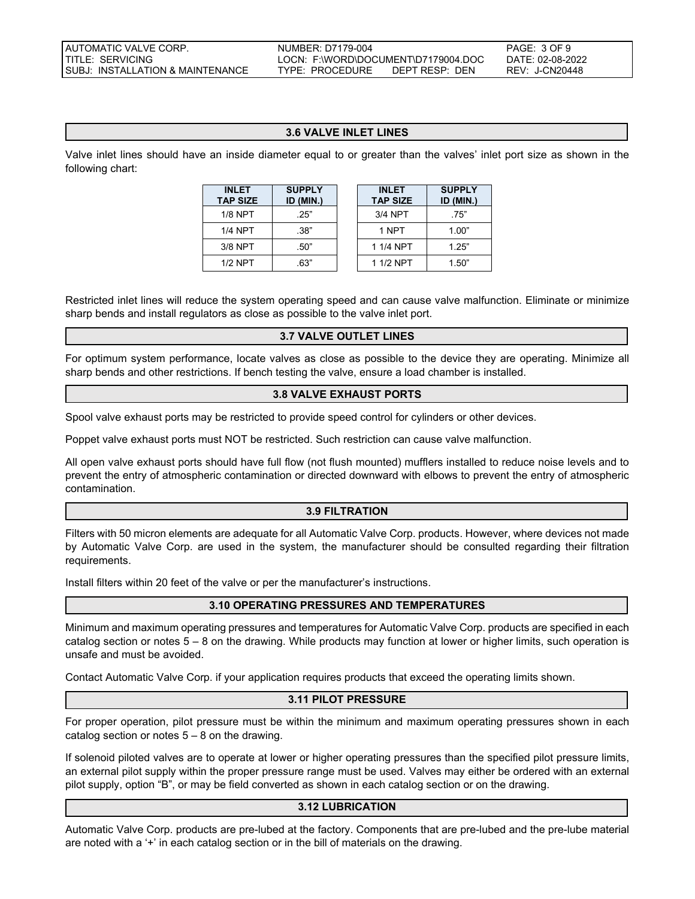## 3.6 VALVE INLET LINES

Valve inlet lines should have an inside diameter equal to or greater than the valves' inlet port size as shown in the following chart:

| INLET TAP SIZE | SUPPLY ID (MIN.) |
|---|---|
| 1/8 NPT | .25" |
| 1/4 NPT | .38" |
| 3/8 NPT | .50" |
| 1/2 NPT | .63" |

| INLET TAP SIZE | SUPPLY ID (MIN.) |
|---|---|
| 3/4 NPT | .75" |
| 1 NPT | 1.00" |
| 1 1/4 NPT | 1.25" |
| 1 1/2 NPT | 1.50" |

Restricted inlet lines will reduce the system operating speed and can cause valve malfunction. Eliminate or minimize sharp bends and install regulators as close as possible to the valve inlet port.

## 3.7 VALVE OUTLET LINES

For optimum system performance, locate valves as close as possible to the device they are operating. Minimize all sharp bends and other restrictions. If bench testing the valve, ensure a load chamber is installed.

## 3.8 VALVE EXHAUST PORTS

Spool valve exhaust ports may be restricted to provide speed control for cylinders or other devices.

Poppet valve exhaust ports must NOT be restricted. Such restriction can cause valve malfunction.

All open valve exhaust ports should have full flow (not flush mounted) mufflers installed to reduce noise levels and to prevent the entry of atmospheric contamination or directed downward with elbows to prevent the entry of atmospheric contamination.

## 3.9 FILTRATION

Filters with 50 micron elements are adequate for all Automatic Valve Corp. products. However, where devices not made by Automatic Valve Corp. are used in the system, the manufacturer should be consulted regarding their filtration requirements.

Install filters within 20 feet of the valve or per the manufacturer's instructions.

## 3.10 OPERATING PRESSURES AND TEMPERATURES

Minimum and maximum operating pressures and temperatures for Automatic Valve Corp. products are specified in each catalog section or notes 5 – 8 on the drawing. While products may function at lower or higher limits, such operation is unsafe and must be avoided.

Contact Automatic Valve Corp. if your application requires products that exceed the operating limits shown.

## 3.11 PILOT PRESSURE

For proper operation, pilot pressure must be within the minimum and maximum operating pressures shown in each catalog section or notes 5 – 8 on the drawing.

If solenoid piloted valves are to operate at lower or higher operating pressures than the specified pilot pressure limits, an external pilot supply within the proper pressure range must be used. Valves may either be ordered with an external pilot supply, option "B", or may be field converted as shown in each catalog section or on the drawing.

## 3.12 LUBRICATION

Automatic Valve Corp. products are pre-lubed at the factory. Components that are pre-lubed and the pre-lube material are noted with a '+' in each catalog section or in the bill of materials on the drawing.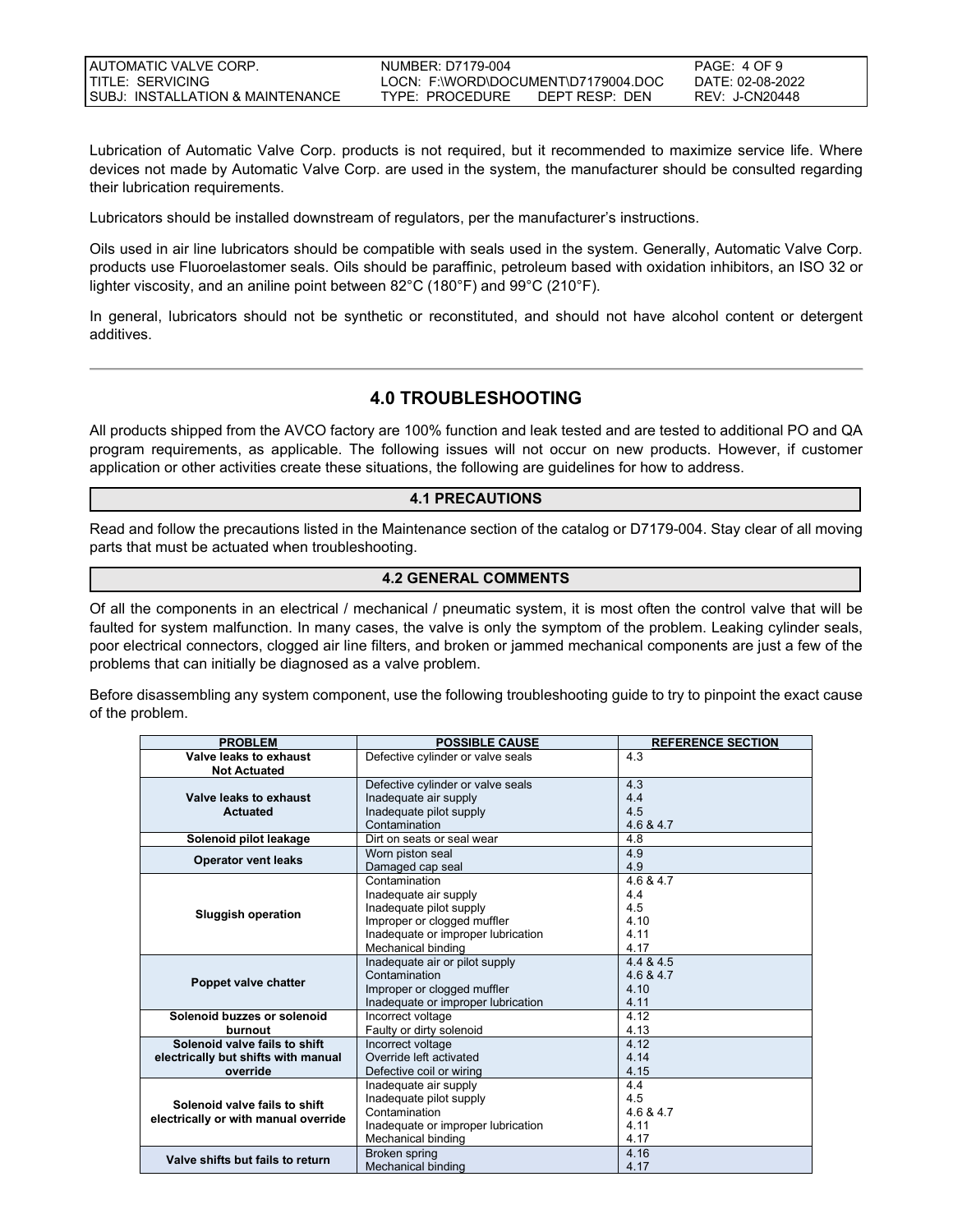Lubrication of Automatic Valve Corp. products is not required, but it recommended to maximize service life. Where devices not made by Automatic Valve Corp. are used in the system, the manufacturer should be consulted regarding their lubrication requirements.

Lubricators should be installed downstream of regulators, per the manufacturer's instructions.

Oils used in air line lubricators should be compatible with seals used in the system. Generally, Automatic Valve Corp. products use Fluoroelastomer seals. Oils should be paraffinic, petroleum based with oxidation inhibitors, an ISO 32 or lighter viscosity, and an aniline point between 82°C (180°F) and 99°C (210°F).

In general, lubricators should not be synthetic or reconstituted, and should not have alcohol content or detergent additives.

## 4.0 TROUBLESHOOTING

All products shipped from the AVCO factory are 100% function and leak tested and are tested to additional PO and QA program requirements, as applicable. The following issues will not occur on new products. However, if customer application or other activities create these situations, the following are guidelines for how to address.

### 4.1 PRECAUTIONS

Read and follow the precautions listed in the Maintenance section of the catalog or D7179-004. Stay clear of all moving parts that must be actuated when troubleshooting.

### 4.2 GENERAL COMMENTS

Of all the components in an electrical / mechanical / pneumatic system, it is most often the control valve that will be faulted for system malfunction. In many cases, the valve is only the symptom of the problem. Leaking cylinder seals, poor electrical connectors, clogged air line filters, and broken or jammed mechanical components are just a few of the problems that can initially be diagnosed as a valve problem.

Before disassembling any system component, use the following troubleshooting guide to try to pinpoint the exact cause of the problem.

| PROBLEM | POSSIBLE CAUSE | REFERENCE SECTION |
|---|---|---|
| **Valve leaks to exhaust Not Actuated** | Defective cylinder or valve seals | 4.3 |
| **Valve leaks to exhaust Actuated** | Defective cylinder or valve seals | 4.3 |
| | Inadequate air supply | 4.4 |
| | Inadequate pilot supply | 4.5 |
| | Contamination | 4.6 & 4.7 |
| **Solenoid pilot leakage** | Dirt on seats or seal wear | 4.8 |
| **Operator vent leaks** | Worn piston seal | 4.9 |
| | Damaged cap seal | 4.9 |
| **Sluggish operation** | Contamination | 4.6 & 4.7 |
| | Inadequate air supply | 4.4 |
| | Inadequate pilot supply | 4.5 |
| | Improper or clogged muffler | 4.10 |
| | Inadequate or improper lubrication | 4.11 |
| | Mechanical binding | 4.17 |
| **Poppet valve chatter** | Inadequate air or pilot supply | 4.4 & 4.5 |
| | Contamination | 4.6 & 4.7 |
| | Improper or clogged muffler | 4.10 |
| | Inadequate or improper lubrication | 4.11 |
| **Solenoid buzzes or solenoid burnout** | Incorrect voltage | 4.12 |
| | Faulty or dirty solenoid | 4.13 |
| **Solenoid valve fails to shift electrically but shifts with manual override** | Incorrect voltage | 4.12 |
| | Override left activated | 4.14 |
| | Defective coil or wiring | 4.15 |
| **Solenoid valve fails to shift electrically or with manual override** | Inadequate air supply | 4.4 |
| | Inadequate pilot supply | 4.5 |
| | Contamination | 4.6 & 4.7 |
| | Inadequate or improper lubrication | 4.11 |
| | Mechanical binding | 4.17 |
| **Valve shifts but fails to return** | Broken spring | 4.16 |
| | Mechanical binding | 4.17 |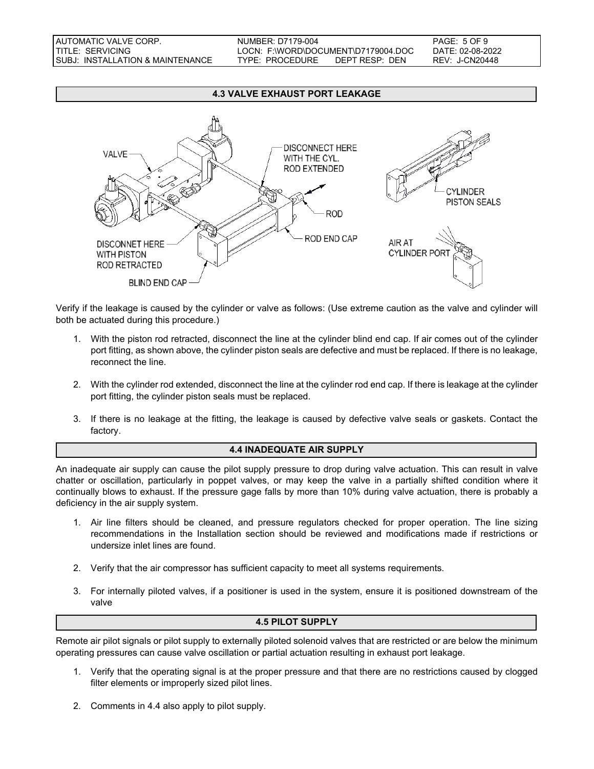## 4.3 VALVE EXHAUST PORT LEAKAGE

Verify if the leakage is caused by the cylinder or valve as follows: (Use extreme caution as the valve and cylinder will both be actuated during this procedure.)

1. With the piston rod retracted, disconnect the line at the cylinder blind end cap. If air comes out of the cylinder port fitting, as shown above, the cylinder piston seals are defective and must be replaced. If there is no leakage, reconnect the line.

2. With the cylinder rod extended, disconnect the line at the cylinder rod end cap. If there is leakage at the cylinder port fitting, the cylinder piston seals must be replaced.

3. If there is no leakage at the fitting, the leakage is caused by defective valve seals or gaskets. Contact the factory.

## 4.4 INADEQUATE AIR SUPPLY

An inadequate air supply can cause the pilot supply pressure to drop during valve actuation. This can result in valve chatter or oscillation, particularly in poppet valves, or may keep the valve in a partially shifted condition where it continually blows to exhaust. If the pressure gage falls by more than 10% during valve actuation, there is probably a deficiency in the air supply system.

1. Air line filters should be cleaned, and pressure regulators checked for proper operation. The line sizing recommendations in the Installation section should be reviewed and modifications made if restrictions or undersize inlet lines are found.

2. Verify that the air compressor has sufficient capacity to meet all systems requirements.

3. For internally piloted valves, if a positioner is used in the system, ensure it is positioned downstream of the valve

## 4.5 PILOT SUPPLY

Remote air pilot signals or pilot supply to externally piloted solenoid valves that are restricted or are below the minimum operating pressures can cause valve oscillation or partial actuation resulting in exhaust port leakage.

1. Verify that the operating signal is at the proper pressure and that there are no restrictions caused by clogged filter elements or improperly sized pilot lines.

2. Comments in 4.4 also apply to pilot supply.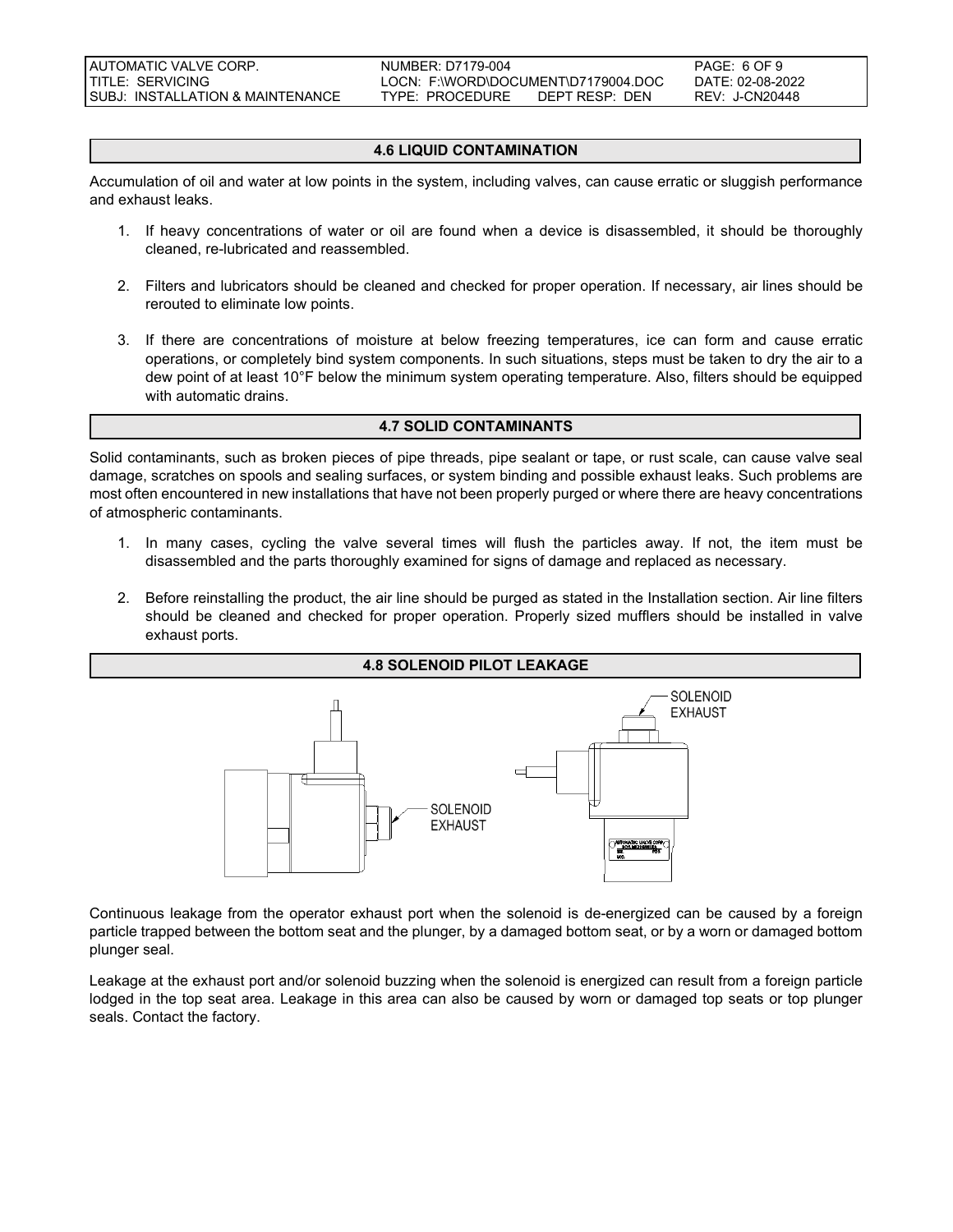## 4.6 LIQUID CONTAMINATION

Accumulation of oil and water at low points in the system, including valves, can cause erratic or sluggish performance and exhaust leaks.

1. If heavy concentrations of water or oil are found when a device is disassembled, it should be thoroughly cleaned, re-lubricated and reassembled.

2. Filters and lubricators should be cleaned and checked for proper operation. If necessary, air lines should be rerouted to eliminate low points.

3. If there are concentrations of moisture at below freezing temperatures, ice can form and cause erratic operations, or completely bind system components. In such situations, steps must be taken to dry the air to a dew point of at least 10°F below the minimum system operating temperature. Also, filters should be equipped with automatic drains.

## 4.7 SOLID CONTAMINANTS

Solid contaminants, such as broken pieces of pipe threads, pipe sealant or tape, or rust scale, can cause valve seal damage, scratches on spools and sealing surfaces, or system binding and possible exhaust leaks. Such problems are most often encountered in new installations that have not been properly purged or where there are heavy concentrations of atmospheric contaminants.

1. In many cases, cycling the valve several times will flush the particles away. If not, the item must be disassembled and the parts thoroughly examined for signs of damage and replaced as necessary.

2. Before reinstalling the product, the air line should be purged as stated in the Installation section. Air line filters should be cleaned and checked for proper operation. Properly sized mufflers should be installed in valve exhaust ports.

## 4.8 SOLENOID PILOT LEAKAGE

SOLENOID EXHAUST

SOLENOID EXHAUST

Continuous leakage from the operator exhaust port when the solenoid is de-energized can be caused by a foreign particle trapped between the bottom seat and the plunger, by a damaged bottom seat, or by a worn or damaged bottom plunger seal.

Leakage at the exhaust port and/or solenoid buzzing when the solenoid is energized can result from a foreign particle lodged in the top seat area. Leakage in this area can also be caused by worn or damaged top seats or top plunger seals. Contact the factory.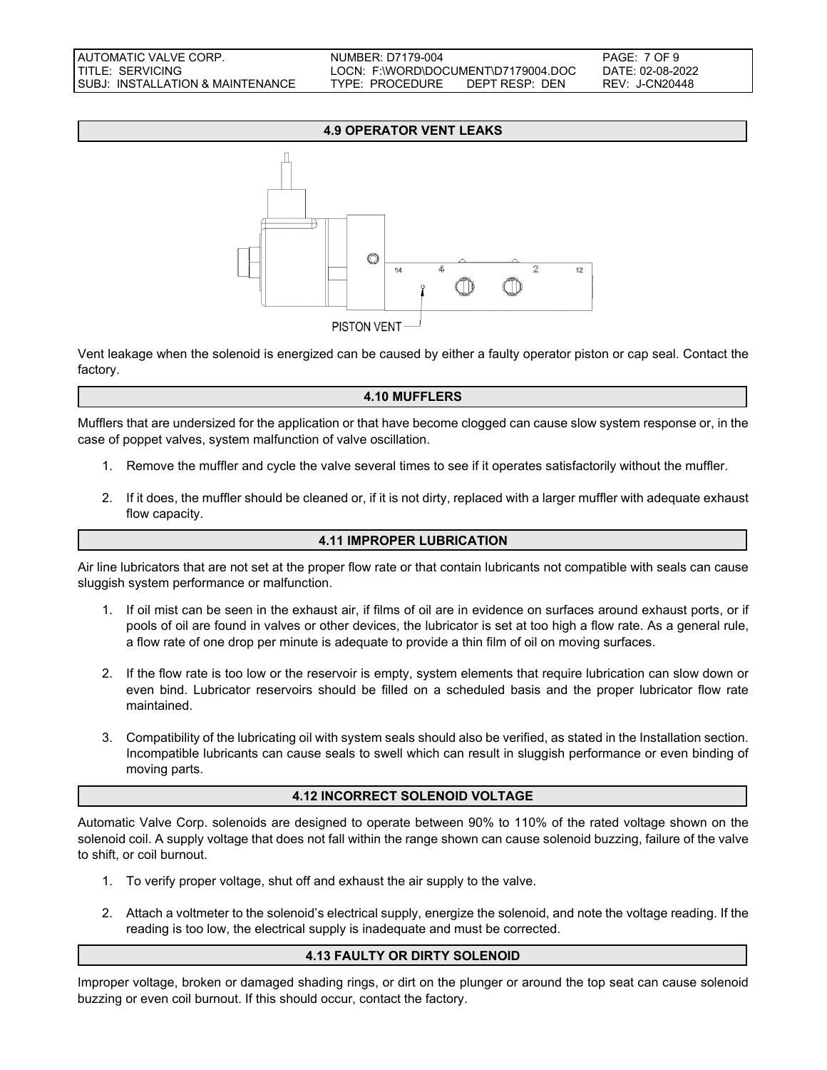## 4.9 OPERATOR VENT LEAKS

PISTON VENT

Vent leakage when the solenoid is energized can be caused by either a faulty operator piston or cap seal. Contact the factory.

## 4.10 MUFFLERS

Mufflers that are undersized for the application or that have become clogged can cause slow system response or, in the case of poppet valves, system malfunction of valve oscillation.

1. Remove the muffler and cycle the valve several times to see if it operates satisfactorily without the muffler.

2. If it does, the muffler should be cleaned or, if it is not dirty, replaced with a larger muffler with adequate exhaust flow capacity.

## 4.11 IMPROPER LUBRICATION

Air line lubricators that are not set at the proper flow rate or that contain lubricants not compatible with seals can cause sluggish system performance or malfunction.

1. If oil mist can be seen in the exhaust air, if films of oil are in evidence on surfaces around exhaust ports, or if pools of oil are found in valves or other devices, the lubricator is set at too high a flow rate. As a general rule, a flow rate of one drop per minute is adequate to provide a thin film of oil on moving surfaces.

2. If the flow rate is too low or the reservoir is empty, system elements that require lubrication can slow down or even bind. Lubricator reservoirs should be filled on a scheduled basis and the proper lubricator flow rate maintained.

3. Compatibility of the lubricating oil with system seals should also be verified, as stated in the Installation section. Incompatible lubricants can cause seals to swell which can result in sluggish performance or even binding of moving parts.

## 4.12 INCORRECT SOLENOID VOLTAGE

Automatic Valve Corp. solenoids are designed to operate between 90% to 110% of the rated voltage shown on the solenoid coil. A supply voltage that does not fall within the range shown can cause solenoid buzzing, failure of the valve to shift, or coil burnout.

1. To verify proper voltage, shut off and exhaust the air supply to the valve.

2. Attach a voltmeter to the solenoid's electrical supply, energize the solenoid, and note the voltage reading. If the reading is too low, the electrical supply is inadequate and must be corrected.

## 4.13 FAULTY OR DIRTY SOLENOID

Improper voltage, broken or damaged shading rings, or dirt on the plunger or around the top seat can cause solenoid buzzing or even coil burnout. If this should occur, contact the factory.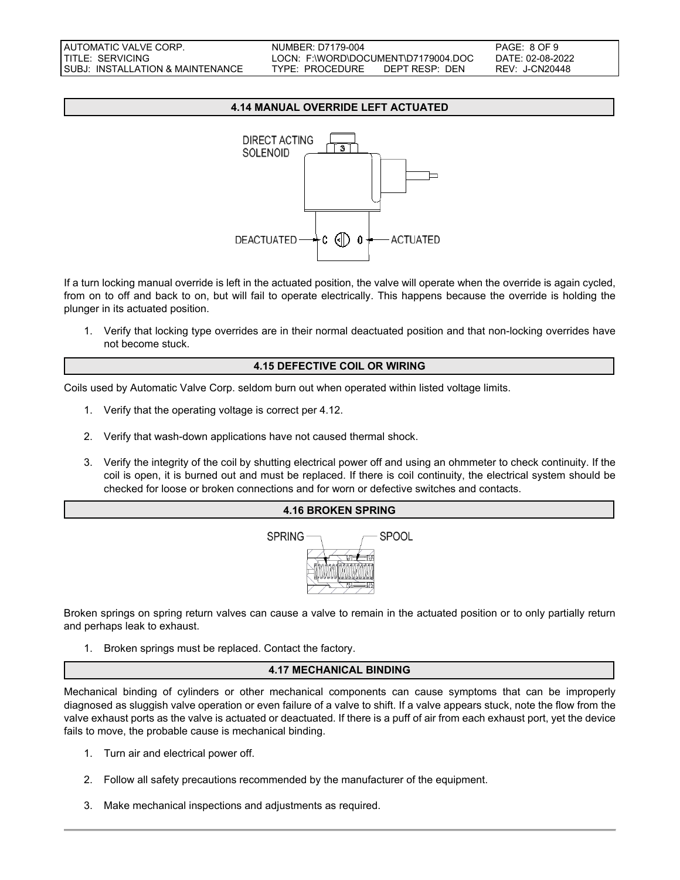## 4.14 MANUAL OVERRIDE LEFT ACTUATED

If a turn locking manual override is left in the actuated position, the valve will operate when the override is again cycled, from on to off and back to on, but will fail to operate electrically. This happens because the override is holding the plunger in its actuated position.

1. Verify that locking type overrides are in their normal deactuated position and that non-locking overrides have not become stuck.

## 4.15 DEFECTIVE COIL OR WIRING

Coils used by Automatic Valve Corp. seldom burn out when operated within listed voltage limits.

1. Verify that the operating voltage is correct per 4.12.

2. Verify that wash-down applications have not caused thermal shock.

3. Verify the integrity of the coil by shutting electrical power off and using an ohmmeter to check continuity. If the coil is open, it is burned out and must be replaced. If there is coil continuity, the electrical system should be checked for loose or broken connections and for worn or defective switches and contacts.

## 4.16 BROKEN SPRING

Broken springs on spring return valves can cause a valve to remain in the actuated position or to only partially return and perhaps leak to exhaust.

1. Broken springs must be replaced. Contact the factory.

## 4.17 MECHANICAL BINDING

Mechanical binding of cylinders or other mechanical components can cause symptoms that can be improperly diagnosed as sluggish valve operation or even failure of a valve to shift. If a valve appears stuck, note the flow from the valve exhaust ports as the valve is actuated or deactuated. If there is a puff of air from each exhaust port, yet the device fails to move, the probable cause is mechanical binding.

1. Turn air and electrical power off.

2. Follow all safety precautions recommended by the manufacturer of the equipment.

3. Make mechanical inspections and adjustments as required.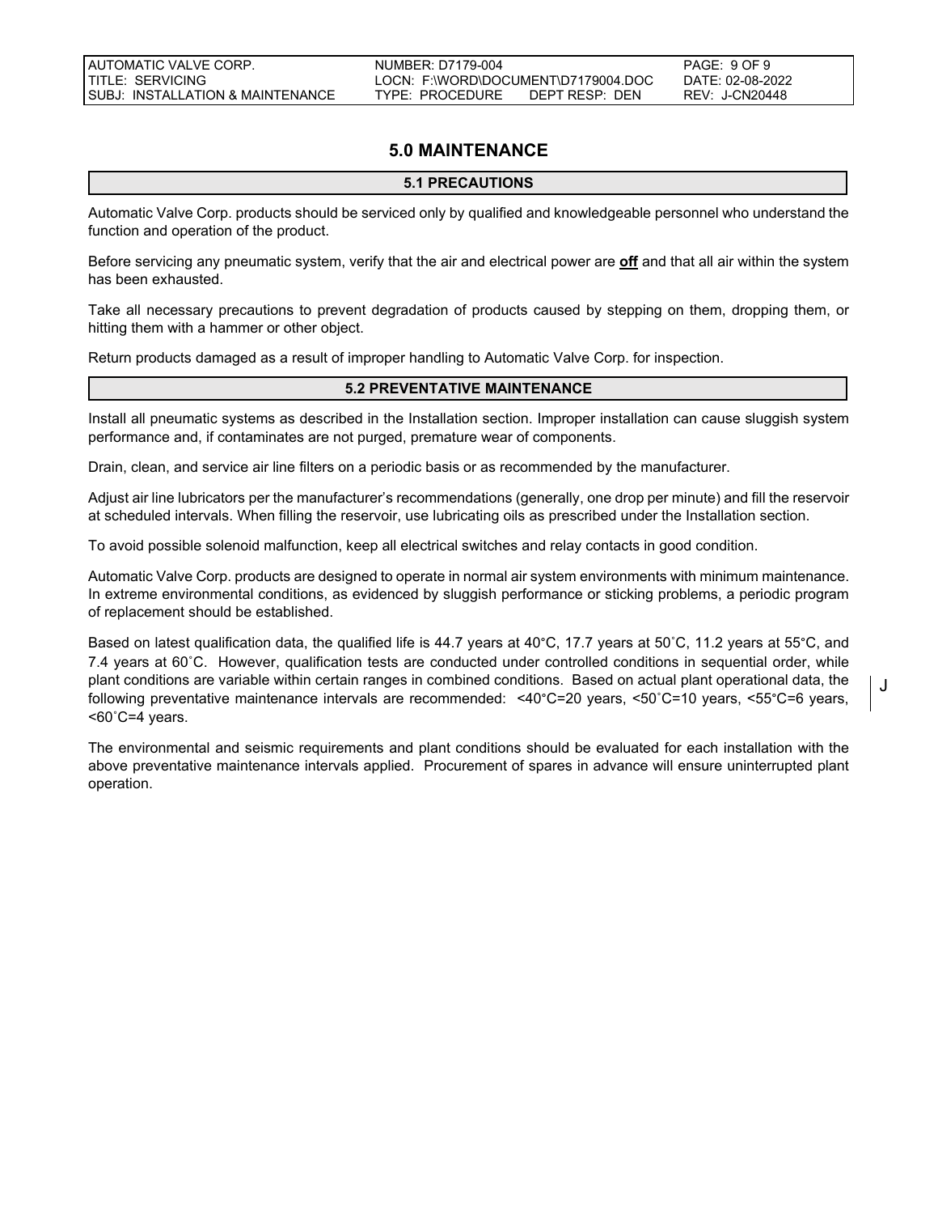# 5.0 MAINTENANCE

## 5.1 PRECAUTIONS

Automatic Valve Corp. products should be serviced only by qualified and knowledgeable personnel who understand the function and operation of the product.

Before servicing any pneumatic system, verify that the air and electrical power are **off** and that all air within the system has been exhausted.

Take all necessary precautions to prevent degradation of products caused by stepping on them, dropping them, or hitting them with a hammer or other object.

Return products damaged as a result of improper handling to Automatic Valve Corp. for inspection.

## 5.2 PREVENTATIVE MAINTENANCE

Install all pneumatic systems as described in the Installation section. Improper installation can cause sluggish system performance and, if contaminates are not purged, premature wear of components.

Drain, clean, and service air line filters on a periodic basis or as recommended by the manufacturer.

Adjust air line lubricators per the manufacturer's recommendations (generally, one drop per minute) and fill the reservoir at scheduled intervals. When filling the reservoir, use lubricating oils as prescribed under the Installation section.

To avoid possible solenoid malfunction, keep all electrical switches and relay contacts in good condition.

Automatic Valve Corp. products are designed to operate in normal air system environments with minimum maintenance. In extreme environmental conditions, as evidenced by sluggish performance or sticking problems, a periodic program of replacement should be established.

Based on latest qualification data, the qualified life is 44.7 years at 40°C, 17.7 years at 50˚C, 11.2 years at 55°C, and 7.4 years at 60˚C. However, qualification tests are conducted under controlled conditions in sequential order, while plant conditions are variable within certain ranges in combined conditions. Based on actual plant operational data, the following preventative maintenance intervals are recommended: <40°C=20 years, <50˚C=10 years, <55°C=6 years, <60˚C=4 years.

J

The environmental and seismic requirements and plant conditions should be evaluated for each installation with the above preventative maintenance intervals applied. Procurement of spares in advance will ensure uninterrupted plant operation.